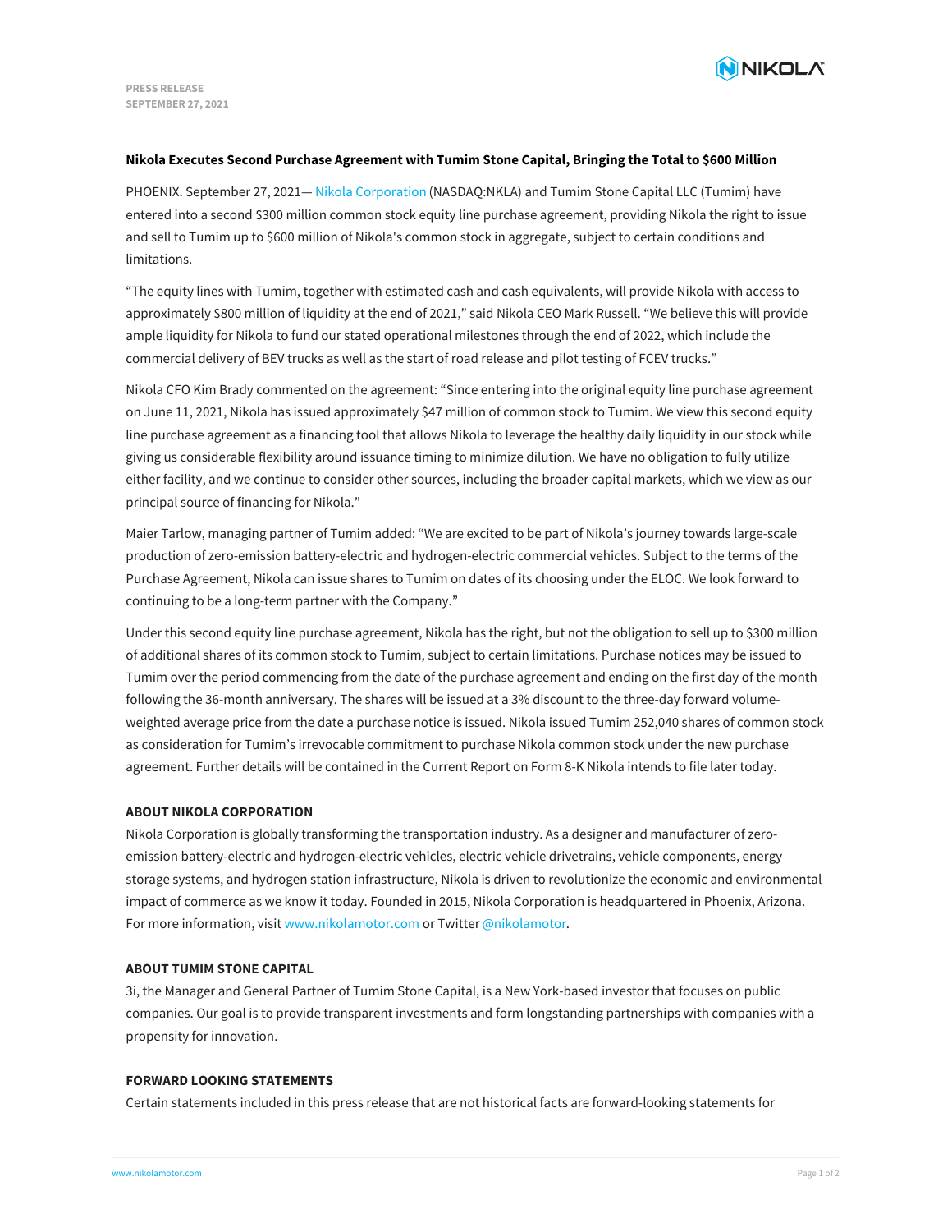PRESS RELEASE
SEPTEMBER 27, 2021

**Nikola Executes Second Purchase Agreement with Tumim Stone Capital, Bringing the Total to $600 Million**

PHOENIX. September 27, 2021— Nikola Corporation (NASDAQ:NKLA) and Tumim Stone Capital LLC (Tumim) have entered into a second $300 million common stock equity line purchase agreement, providing Nikola the right to issue and sell to Tumim up to $600 million of Nikola's common stock in aggregate, subject to certain conditions and limitations.

"The equity lines with Tumim, together with estimated cash and cash equivalents, will provide Nikola with access to approximately $800 million of liquidity at the end of 2021," said Nikola CEO Mark Russell. "We believe this will provide ample liquidity for Nikola to fund our stated operational milestones through the end of 2022, which include the commercial delivery of BEV trucks as well as the start of road release and pilot testing of FCEV trucks."

Nikola CFO Kim Brady commented on the agreement: "Since entering into the original equity line purchase agreement on June 11, 2021, Nikola has issued approximately $47 million of common stock to Tumim. We view this second equity line purchase agreement as a financing tool that allows Nikola to leverage the healthy daily liquidity in our stock while giving us considerable flexibility around issuance timing to minimize dilution. We have no obligation to fully utilize either facility, and we continue to consider other sources, including the broader capital markets, which we view as our principal source of financing for Nikola."

Maier Tarlow, managing partner of Tumim added: "We are excited to be part of Nikola's journey towards large-scale production of zero-emission battery-electric and hydrogen-electric commercial vehicles. Subject to the terms of the Purchase Agreement, Nikola can issue shares to Tumim on dates of its choosing under the ELOC. We look forward to continuing to be a long-term partner with the Company."

Under this second equity line purchase agreement, Nikola has the right, but not the obligation to sell up to $300 million of additional shares of its common stock to Tumim, subject to certain limitations. Purchase notices may be issued to Tumim over the period commencing from the date of the purchase agreement and ending on the first day of the month following the 36-month anniversary. The shares will be issued at a 3% discount to the three-day forward volume-weighted average price from the date a purchase notice is issued. Nikola issued Tumim 252,040 shares of common stock as consideration for Tumim's irrevocable commitment to purchase Nikola common stock under the new purchase agreement. Further details will be contained in the Current Report on Form 8-K Nikola intends to file later today.

**ABOUT NIKOLA CORPORATION**

Nikola Corporation is globally transforming the transportation industry. As a designer and manufacturer of zero-emission battery-electric and hydrogen-electric vehicles, electric vehicle drivetrains, vehicle components, energy storage systems, and hydrogen station infrastructure, Nikola is driven to revolutionize the economic and environmental impact of commerce as we know it today. Founded in 2015, Nikola Corporation is headquartered in Phoenix, Arizona. For more information, visit www.nikolamotor.com or Twitter @nikolamotor.

**ABOUT TUMIM STONE CAPITAL**

3i, the Manager and General Partner of Tumim Stone Capital, is a New York-based investor that focuses on public companies. Our goal is to provide transparent investments and form longstanding partnerships with companies with a propensity for innovation.

**FORWARD LOOKING STATEMENTS**

Certain statements included in this press release that are not historical facts are forward-looking statements for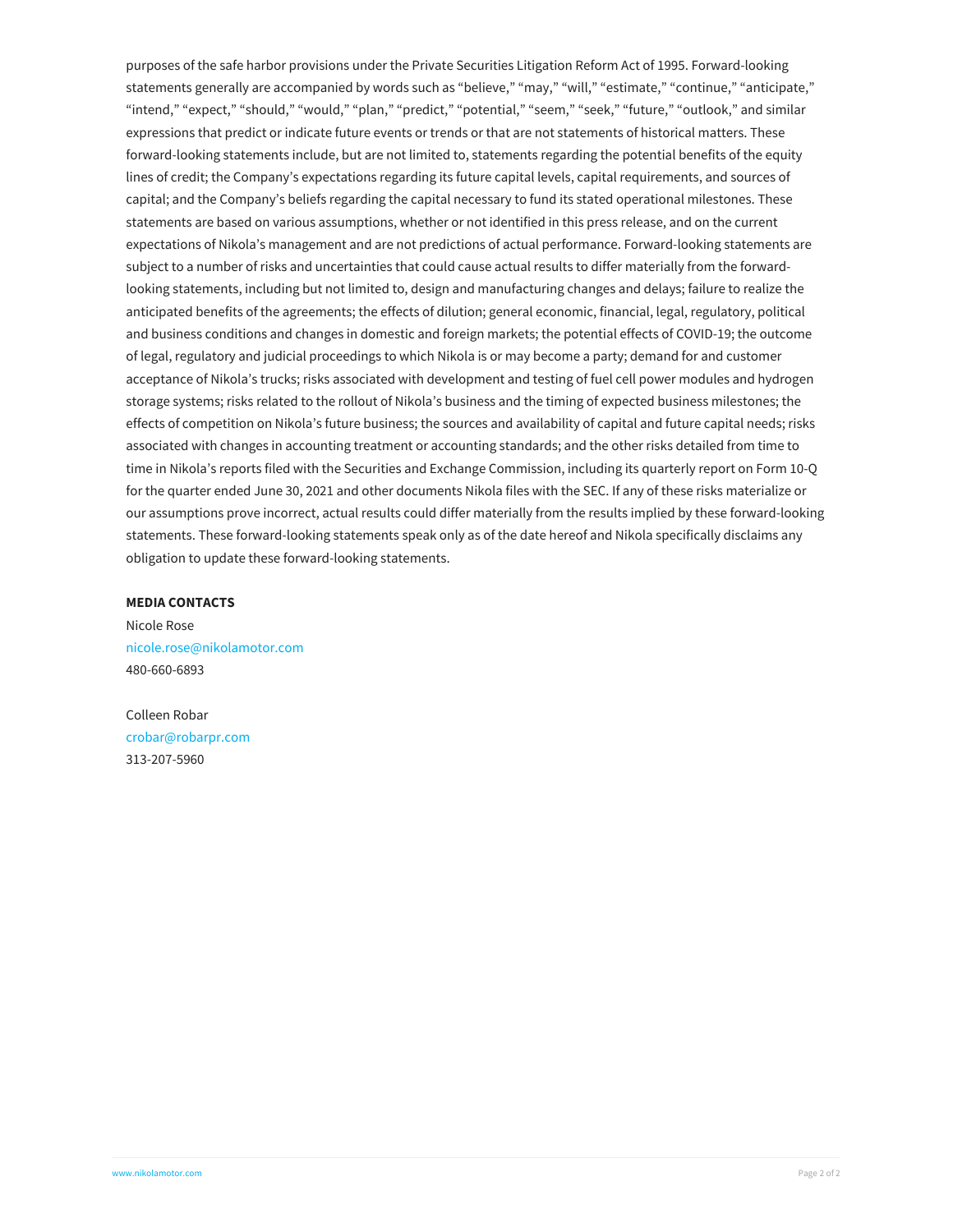purposes of the safe harbor provisions under the Private Securities Litigation Reform Act of 1995. Forward-looking statements generally are accompanied by words such as "believe," "may," "will," "estimate," "continue," "anticipate," "intend," "expect," "should," "would," "plan," "predict," "potential," "seem," "seek," "future," "outlook," and similar expressions that predict or indicate future events or trends or that are not statements of historical matters. These forward-looking statements include, but are not limited to, statements regarding the potential benefits of the equity lines of credit; the Company's expectations regarding its future capital levels, capital requirements, and sources of capital; and the Company's beliefs regarding the capital necessary to fund its stated operational milestones. These statements are based on various assumptions, whether or not identified in this press release, and on the current expectations of Nikola's management and are not predictions of actual performance. Forward-looking statements are subject to a number of risks and uncertainties that could cause actual results to differ materially from the forward-looking statements, including but not limited to, design and manufacturing changes and delays; failure to realize the anticipated benefits of the agreements; the effects of dilution; general economic, financial, legal, regulatory, political and business conditions and changes in domestic and foreign markets; the potential effects of COVID-19; the outcome of legal, regulatory and judicial proceedings to which Nikola is or may become a party; demand for and customer acceptance of Nikola's trucks; risks associated with development and testing of fuel cell power modules and hydrogen storage systems; risks related to the rollout of Nikola's business and the timing of expected business milestones; the effects of competition on Nikola's future business; the sources and availability of capital and future capital needs; risks associated with changes in accounting treatment or accounting standards; and the other risks detailed from time to time in Nikola's reports filed with the Securities and Exchange Commission, including its quarterly report on Form 10-Q for the quarter ended June 30, 2021 and other documents Nikola files with the SEC. If any of these risks materialize or our assumptions prove incorrect, actual results could differ materially from the results implied by these forward-looking statements. These forward-looking statements speak only as of the date hereof and Nikola specifically disclaims any obligation to update these forward-looking statements.

**MEDIA CONTACTS**

Nicole Rose
nicole.rose@nikolamotor.com
480-660-6893

Colleen Robar
crobar@robarpr.com
313-207-5960